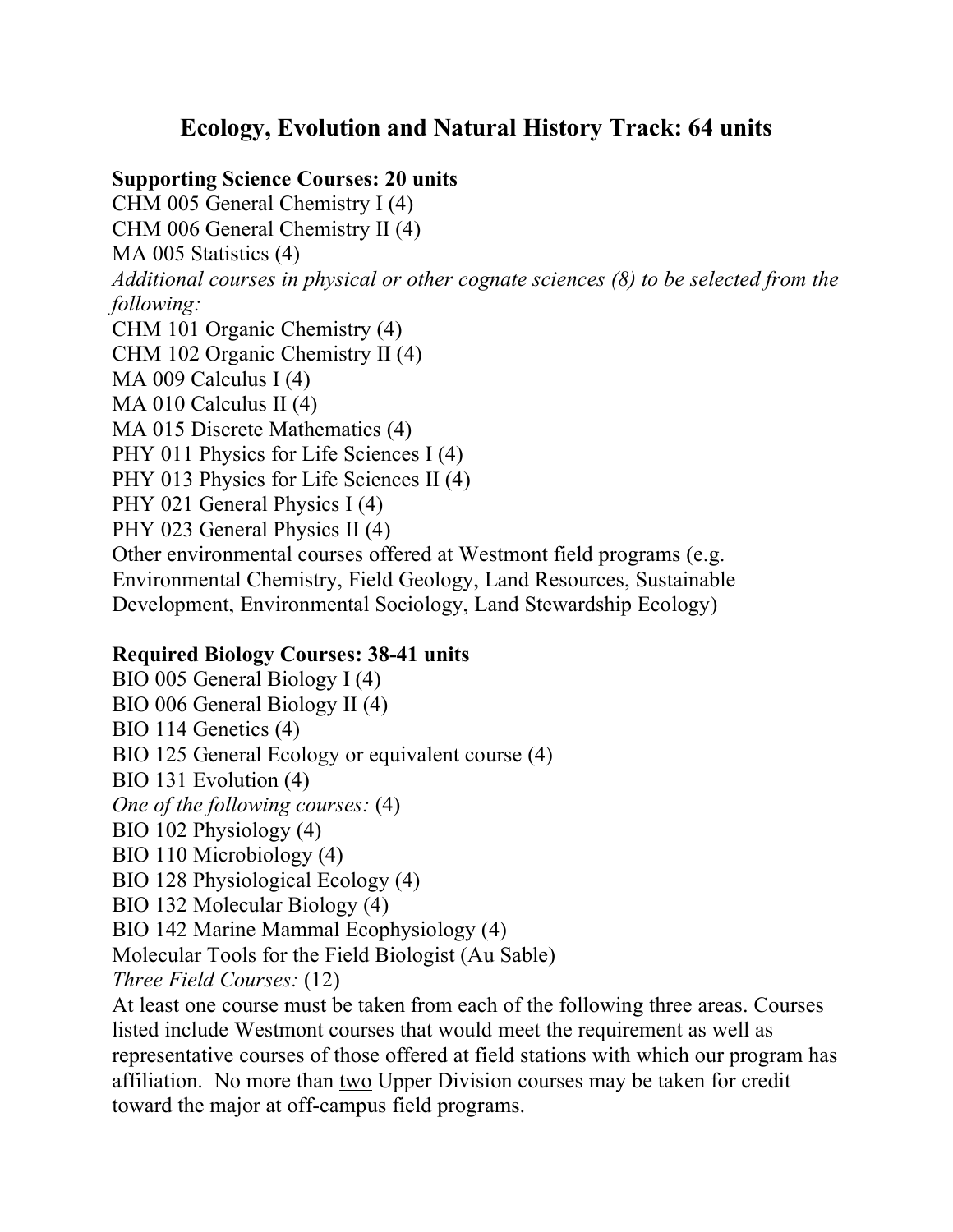# Ecology, Evolution and Natural History Track: 64 units

**Supporting Science Courses: 20 units**

CHM 005 General Chemistry I (4)
CHM 006 General Chemistry II (4)
MA 005 Statistics (4)
*Additional courses in physical or other cognate sciences (8) to be selected from the following:*
CHM 101 Organic Chemistry (4)
CHM 102 Organic Chemistry II (4)
MA 009 Calculus I (4)
MA 010 Calculus II (4)
MA 015 Discrete Mathematics (4)
PHY 011 Physics for Life Sciences I (4)
PHY 013 Physics for Life Sciences II (4)
PHY 021 General Physics I (4)
PHY 023 General Physics II (4)
Other environmental courses offered at Westmont field programs (e.g. Environmental Chemistry, Field Geology, Land Resources, Sustainable Development, Environmental Sociology, Land Stewardship Ecology)

**Required Biology Courses: 38-41 units**

BIO 005 General Biology I (4)
BIO 006 General Biology II (4)
BIO 114 Genetics (4)
BIO 125 General Ecology or equivalent course (4)
BIO 131 Evolution (4)
*One of the following courses:* (4)
BIO 102 Physiology (4)
BIO 110 Microbiology (4)
BIO 128 Physiological Ecology (4)
BIO 132 Molecular Biology (4)
BIO 142 Marine Mammal Ecophysiology (4)
Molecular Tools for the Field Biologist (Au Sable)
*Three Field Courses:* (12)
At least one course must be taken from each of the following three areas. Courses listed include Westmont courses that would meet the requirement as well as representative courses of those offered at field stations with which our program has affiliation. No more than <u>two</u> Upper Division courses may be taken for credit toward the major at off-campus field programs.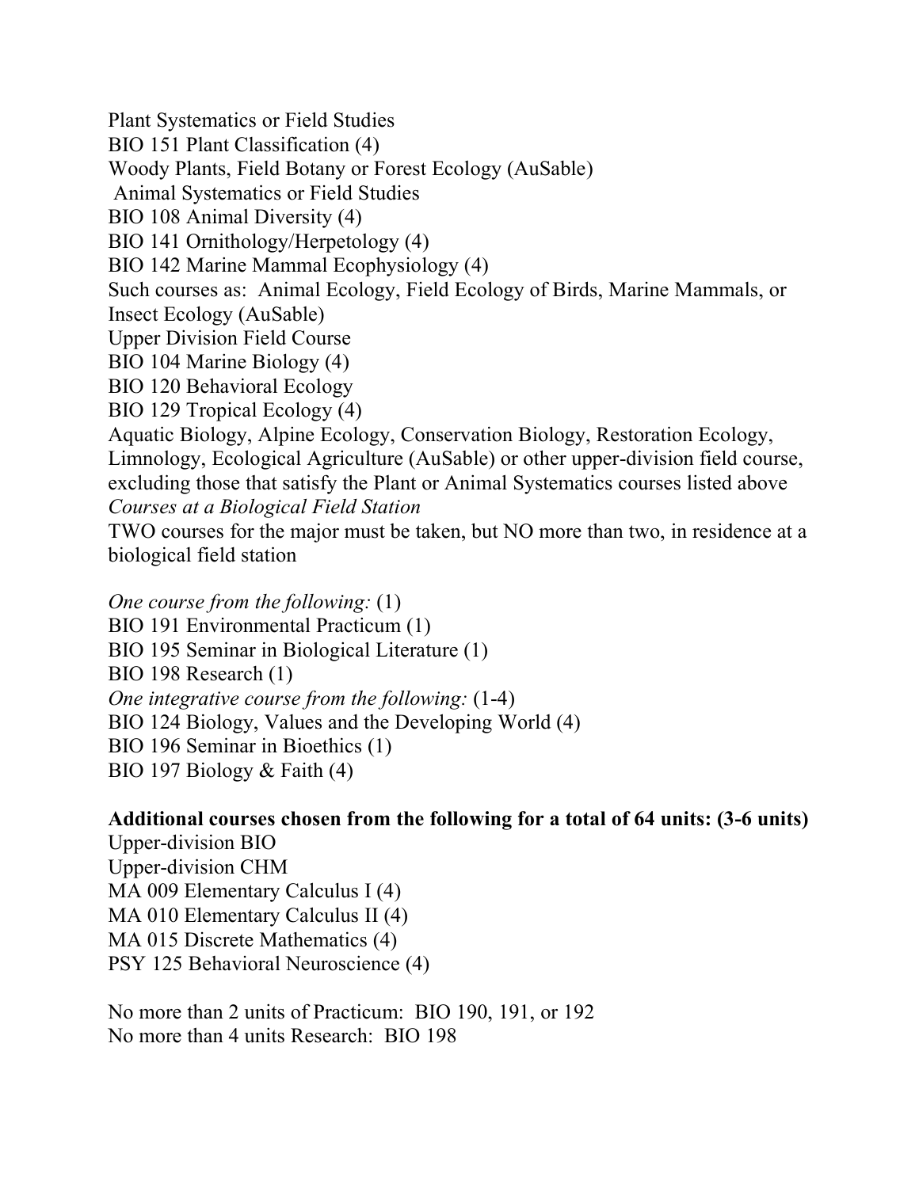Plant Systematics or Field Studies
BIO 151 Plant Classification (4)
Woody Plants, Field Botany or Forest Ecology (AuSable)
Animal Systematics or Field Studies
BIO 108 Animal Diversity (4)
BIO 141 Ornithology/Herpetology (4)
BIO 142 Marine Mammal Ecophysiology (4)
Such courses as: Animal Ecology, Field Ecology of Birds, Marine Mammals, or Insect Ecology (AuSable)
Upper Division Field Course
BIO 104 Marine Biology (4)
BIO 120 Behavioral Ecology
BIO 129 Tropical Ecology (4)
Aquatic Biology, Alpine Ecology, Conservation Biology, Restoration Ecology, Limnology, Ecological Agriculture (AuSable) or other upper-division field course, excluding those that satisfy the Plant or Animal Systematics courses listed above
*Courses at a Biological Field Station*
TWO courses for the major must be taken, but NO more than two, in residence at a biological field station

*One course from the following:* (1)
BIO 191 Environmental Practicum (1)
BIO 195 Seminar in Biological Literature (1)
BIO 198 Research (1)
*One integrative course from the following:* (1-4)
BIO 124 Biology, Values and the Developing World (4)
BIO 196 Seminar in Bioethics (1)
BIO 197 Biology & Faith (4)

**Additional courses chosen from the following for a total of 64 units: (3-6 units)**
Upper-division BIO
Upper-division CHM
MA 009 Elementary Calculus I (4)
MA 010 Elementary Calculus II (4)
MA 015 Discrete Mathematics (4)
PSY 125 Behavioral Neuroscience (4)

No more than 2 units of Practicum: BIO 190, 191, or 192
No more than 4 units Research: BIO 198